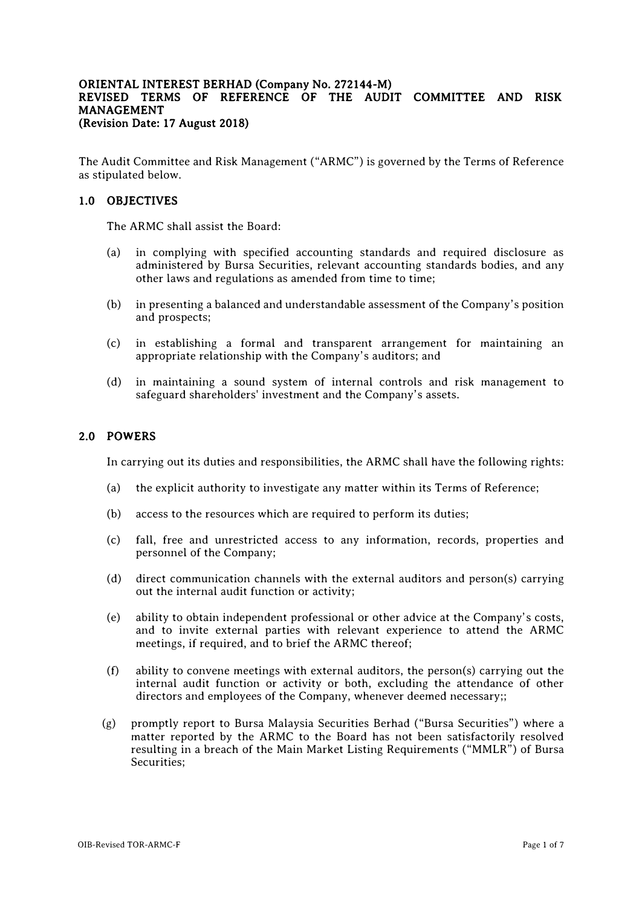**ORIENTAL INTEREST BERHAD (Company No. 272144-M)**
**REVISED TERMS OF REFERENCE OF THE AUDIT COMMITTEE AND RISK MANAGEMENT**
**(Revision Date: 17 August 2018)**

The Audit Committee and Risk Management ("ARMC") is governed by the Terms of Reference as stipulated below.

## 1.0 OBJECTIVES

The ARMC shall assist the Board:

(a) in complying with specified accounting standards and required disclosure as administered by Bursa Securities, relevant accounting standards bodies, and any other laws and regulations as amended from time to time;

(b) in presenting a balanced and understandable assessment of the Company's position and prospects;

(c) in establishing a formal and transparent arrangement for maintaining an appropriate relationship with the Company's auditors; and

(d) in maintaining a sound system of internal controls and risk management to safeguard shareholders' investment and the Company's assets.

## 2.0 POWERS

In carrying out its duties and responsibilities, the ARMC shall have the following rights:

(a) the explicit authority to investigate any matter within its Terms of Reference;

(b) access to the resources which are required to perform its duties;

(c) fall, free and unrestricted access to any information, records, properties and personnel of the Company;

(d) direct communication channels with the external auditors and person(s) carrying out the internal audit function or activity;

(e) ability to obtain independent professional or other advice at the Company's costs, and to invite external parties with relevant experience to attend the ARMC meetings, if required, and to brief the ARMC thereof;

(f) ability to convene meetings with external auditors, the person(s) carrying out the internal audit function or activity or both, excluding the attendance of other directors and employees of the Company, whenever deemed necessary;;

(g) promptly report to Bursa Malaysia Securities Berhad ("Bursa Securities") where a matter reported by the ARMC to the Board has not been satisfactorily resolved resulting in a breach of the Main Market Listing Requirements ("MMLR") of Bursa Securities;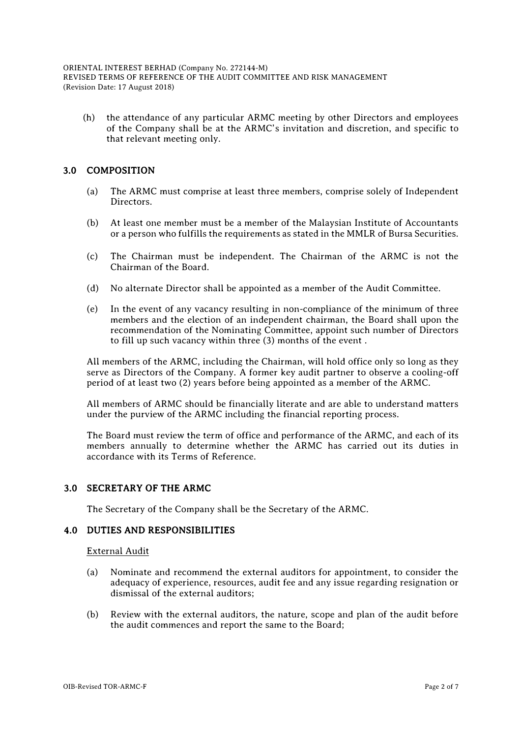(h) the attendance of any particular ARMC meeting by other Directors and employees of the Company shall be at the ARMC's invitation and discretion, and specific to that relevant meeting only.

## 3.0 COMPOSITION

(a) The ARMC must comprise at least three members, comprise solely of Independent Directors.

(b) At least one member must be a member of the Malaysian Institute of Accountants or a person who fulfills the requirements as stated in the MMLR of Bursa Securities.

(c) The Chairman must be independent. The Chairman of the ARMC is not the Chairman of the Board.

(d) No alternate Director shall be appointed as a member of the Audit Committee.

(e) In the event of any vacancy resulting in non-compliance of the minimum of three members and the election of an independent chairman, the Board shall upon the recommendation of the Nominating Committee, appoint such number of Directors to fill up such vacancy within three (3) months of the event .

All members of the ARMC, including the Chairman, will hold office only so long as they serve as Directors of the Company. A former key audit partner to observe a cooling-off period of at least two (2) years before being appointed as a member of the ARMC.

All members of ARMC should be financially literate and are able to understand matters under the purview of the ARMC including the financial reporting process.

The Board must review the term of office and performance of the ARMC, and each of its members annually to determine whether the ARMC has carried out its duties in accordance with its Terms of Reference.

## 3.0 SECRETARY OF THE ARMC

The Secretary of the Company shall be the Secretary of the ARMC.

## 4.0 DUTIES AND RESPONSIBILITIES

External Audit

(a) Nominate and recommend the external auditors for appointment, to consider the adequacy of experience, resources, audit fee and any issue regarding resignation or dismissal of the external auditors;

(b) Review with the external auditors, the nature, scope and plan of the audit before the audit commences and report the same to the Board;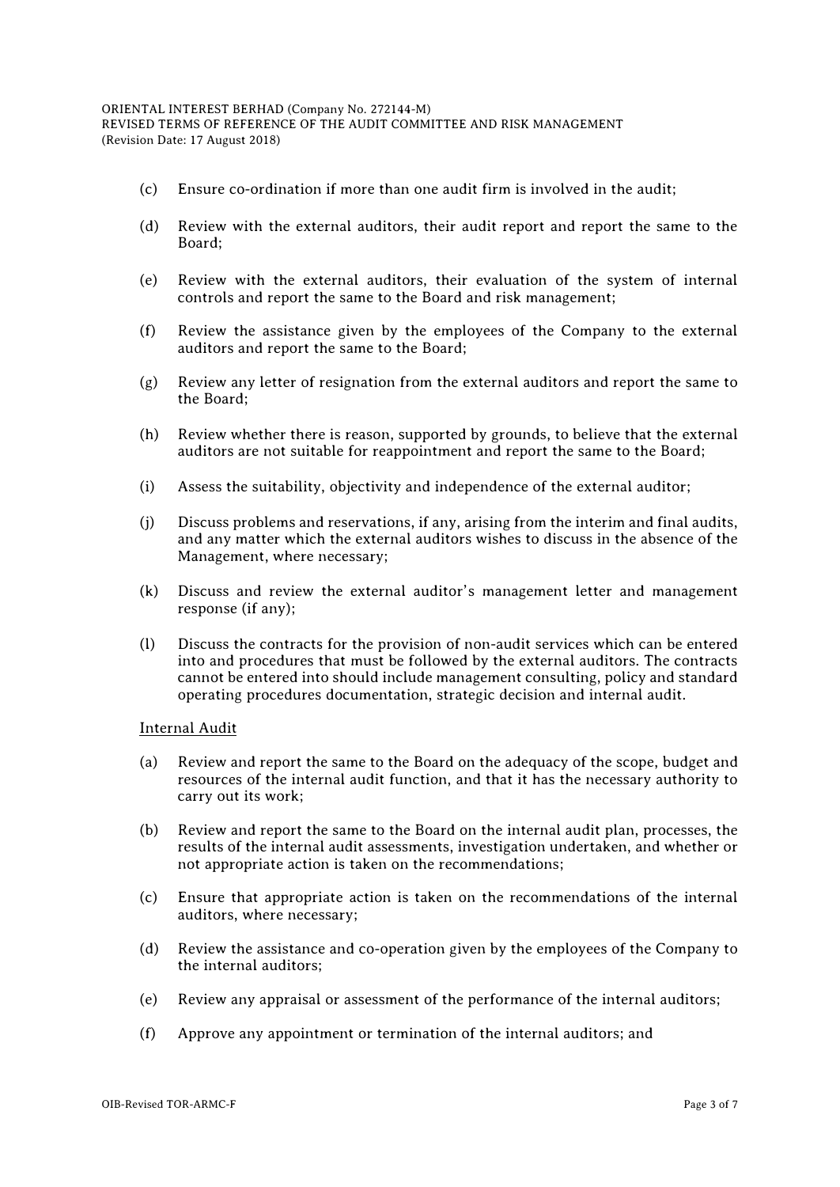(c) Ensure co-ordination if more than one audit firm is involved in the audit;

(d) Review with the external auditors, their audit report and report the same to the Board;

(e) Review with the external auditors, their evaluation of the system of internal controls and report the same to the Board and risk management;

(f) Review the assistance given by the employees of the Company to the external auditors and report the same to the Board;

(g) Review any letter of resignation from the external auditors and report the same to the Board;

(h) Review whether there is reason, supported by grounds, to believe that the external auditors are not suitable for reappointment and report the same to the Board;

(i) Assess the suitability, objectivity and independence of the external auditor;

(j) Discuss problems and reservations, if any, arising from the interim and final audits, and any matter which the external auditors wishes to discuss in the absence of the Management, where necessary;

(k) Discuss and review the external auditor's management letter and management response (if any);

(l) Discuss the contracts for the provision of non-audit services which can be entered into and procedures that must be followed by the external auditors. The contracts cannot be entered into should include management consulting, policy and standard operating procedures documentation, strategic decision and internal audit.

Internal Audit

(a) Review and report the same to the Board on the adequacy of the scope, budget and resources of the internal audit function, and that it has the necessary authority to carry out its work;

(b) Review and report the same to the Board on the internal audit plan, processes, the results of the internal audit assessments, investigation undertaken, and whether or not appropriate action is taken on the recommendations;

(c) Ensure that appropriate action is taken on the recommendations of the internal auditors, where necessary;

(d) Review the assistance and co-operation given by the employees of the Company to the internal auditors;

(e) Review any appraisal or assessment of the performance of the internal auditors;

(f) Approve any appointment or termination of the internal auditors; and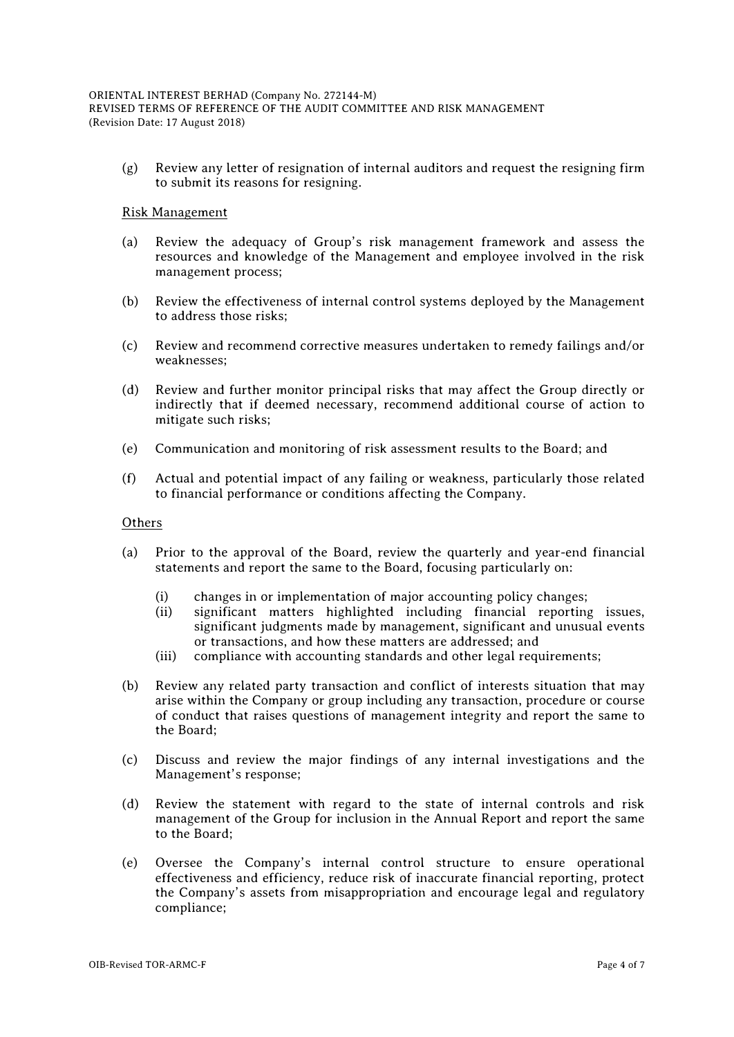(g) Review any letter of resignation of internal auditors and request the resigning firm to submit its reasons for resigning.

Risk Management

(a) Review the adequacy of Group's risk management framework and assess the resources and knowledge of the Management and employee involved in the risk management process;

(b) Review the effectiveness of internal control systems deployed by the Management to address those risks;

(c) Review and recommend corrective measures undertaken to remedy failings and/or weaknesses;

(d) Review and further monitor principal risks that may affect the Group directly or indirectly that if deemed necessary, recommend additional course of action to mitigate such risks;

(e) Communication and monitoring of risk assessment results to the Board; and

(f) Actual and potential impact of any failing or weakness, particularly those related to financial performance or conditions affecting the Company.

Others

(a) Prior to the approval of the Board, review the quarterly and year-end financial statements and report the same to the Board, focusing particularly on:

   (i) changes in or implementation of major accounting policy changes;
   (ii) significant matters highlighted including financial reporting issues, significant judgments made by management, significant and unusual events or transactions, and how these matters are addressed; and
   (iii) compliance with accounting standards and other legal requirements;

(b) Review any related party transaction and conflict of interests situation that may arise within the Company or group including any transaction, procedure or course of conduct that raises questions of management integrity and report the same to the Board;

(c) Discuss and review the major findings of any internal investigations and the Management's response;

(d) Review the statement with regard to the state of internal controls and risk management of the Group for inclusion in the Annual Report and report the same to the Board;

(e) Oversee the Company's internal control structure to ensure operational effectiveness and efficiency, reduce risk of inaccurate financial reporting, protect the Company's assets from misappropriation and encourage legal and regulatory compliance;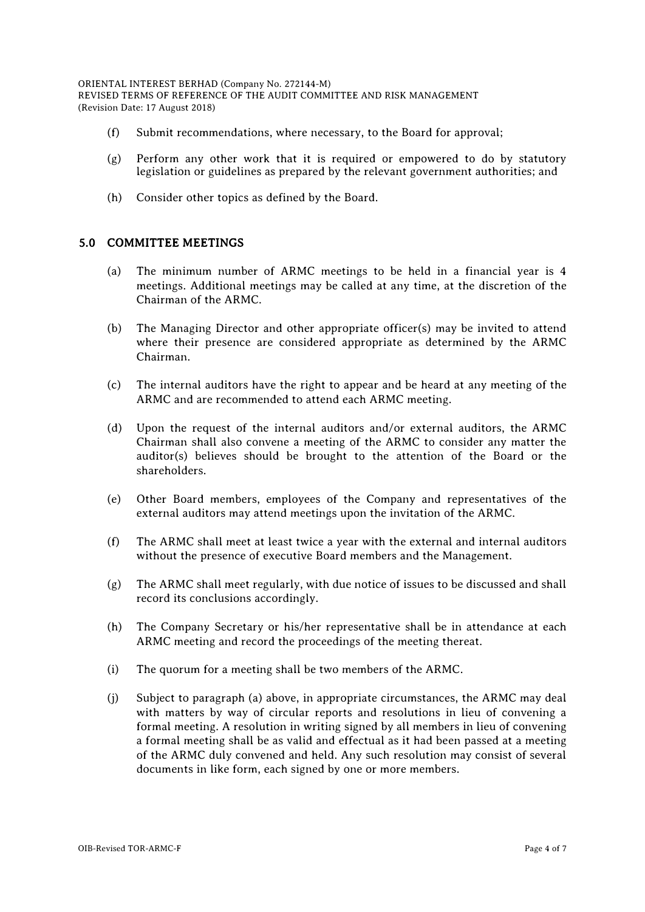(f) Submit recommendations, where necessary, to the Board for approval;

(g) Perform any other work that it is required or empowered to do by statutory legislation or guidelines as prepared by the relevant government authorities; and

(h) Consider other topics as defined by the Board.

## 5.0 COMMITTEE MEETINGS

(a) The minimum number of ARMC meetings to be held in a financial year is 4 meetings. Additional meetings may be called at any time, at the discretion of the Chairman of the ARMC.

(b) The Managing Director and other appropriate officer(s) may be invited to attend where their presence are considered appropriate as determined by the ARMC Chairman.

(c) The internal auditors have the right to appear and be heard at any meeting of the ARMC and are recommended to attend each ARMC meeting.

(d) Upon the request of the internal auditors and/or external auditors, the ARMC Chairman shall also convene a meeting of the ARMC to consider any matter the auditor(s) believes should be brought to the attention of the Board or the shareholders.

(e) Other Board members, employees of the Company and representatives of the external auditors may attend meetings upon the invitation of the ARMC.

(f) The ARMC shall meet at least twice a year with the external and internal auditors without the presence of executive Board members and the Management.

(g) The ARMC shall meet regularly, with due notice of issues to be discussed and shall record its conclusions accordingly.

(h) The Company Secretary or his/her representative shall be in attendance at each ARMC meeting and record the proceedings of the meeting thereat.

(i) The quorum for a meeting shall be two members of the ARMC.

(j) Subject to paragraph (a) above, in appropriate circumstances, the ARMC may deal with matters by way of circular reports and resolutions in lieu of convening a formal meeting. A resolution in writing signed by all members in lieu of convening a formal meeting shall be as valid and effectual as it had been passed at a meeting of the ARMC duly convened and held. Any such resolution may consist of several documents in like form, each signed by one or more members.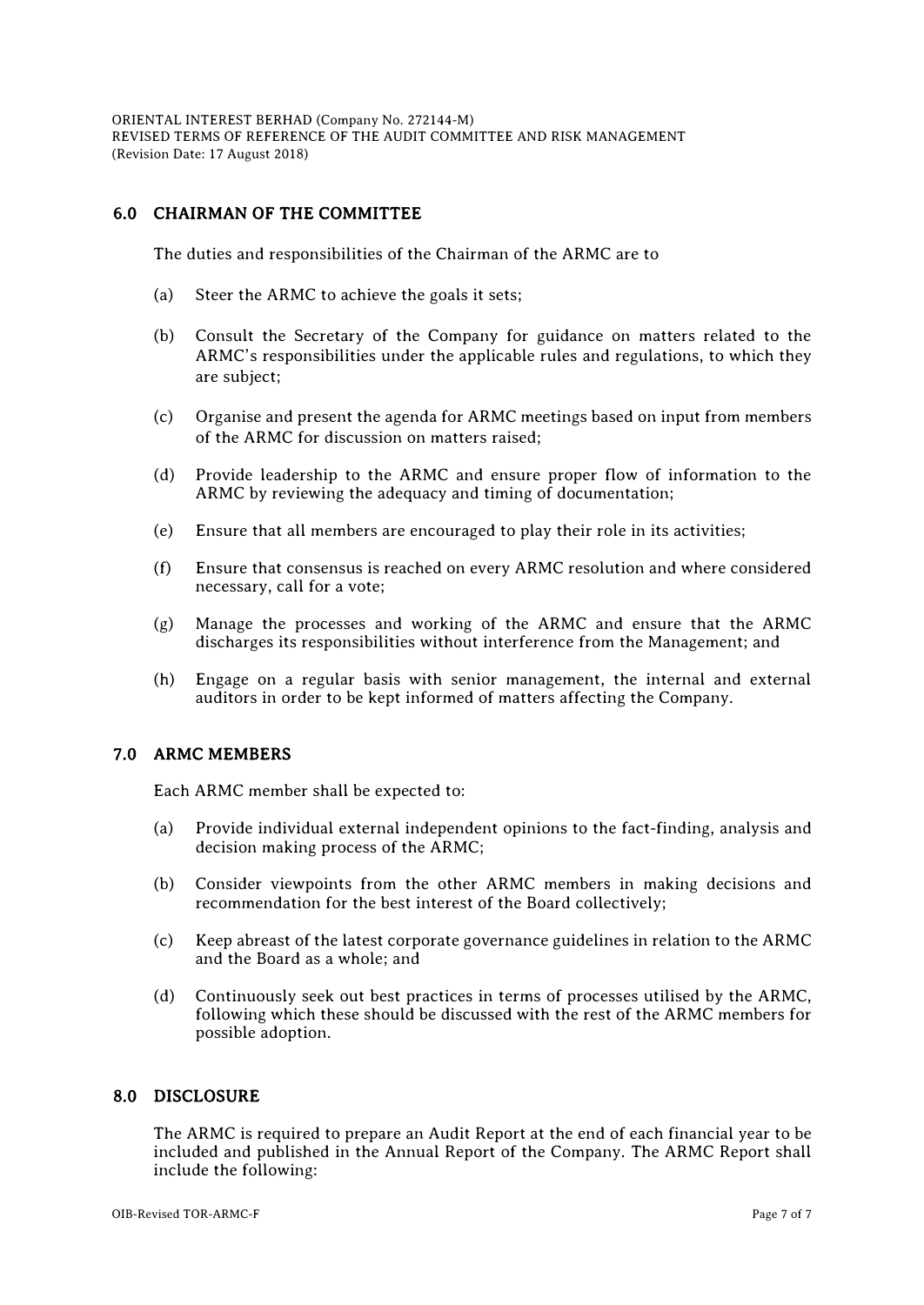## 6.0 CHAIRMAN OF THE COMMITTEE

The duties and responsibilities of the Chairman of the ARMC are to

(a) Steer the ARMC to achieve the goals it sets;

(b) Consult the Secretary of the Company for guidance on matters related to the ARMC's responsibilities under the applicable rules and regulations, to which they are subject;

(c) Organise and present the agenda for ARMC meetings based on input from members of the ARMC for discussion on matters raised;

(d) Provide leadership to the ARMC and ensure proper flow of information to the ARMC by reviewing the adequacy and timing of documentation;

(e) Ensure that all members are encouraged to play their role in its activities;

(f) Ensure that consensus is reached on every ARMC resolution and where considered necessary, call for a vote;

(g) Manage the processes and working of the ARMC and ensure that the ARMC discharges its responsibilities without interference from the Management; and

(h) Engage on a regular basis with senior management, the internal and external auditors in order to be kept informed of matters affecting the Company.

## 7.0 ARMC MEMBERS

Each ARMC member shall be expected to:

(a) Provide individual external independent opinions to the fact-finding, analysis and decision making process of the ARMC;

(b) Consider viewpoints from the other ARMC members in making decisions and recommendation for the best interest of the Board collectively;

(c) Keep abreast of the latest corporate governance guidelines in relation to the ARMC and the Board as a whole; and

(d) Continuously seek out best practices in terms of processes utilised by the ARMC, following which these should be discussed with the rest of the ARMC members for possible adoption.

## 8.0 DISCLOSURE

The ARMC is required to prepare an Audit Report at the end of each financial year to be included and published in the Annual Report of the Company. The ARMC Report shall include the following: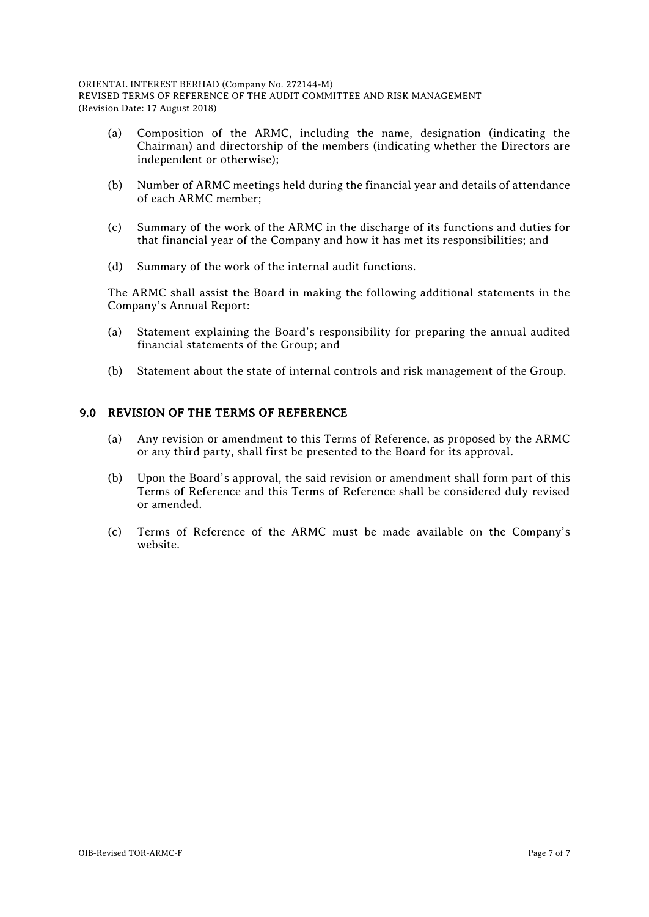(a) Composition of the ARMC, including the name, designation (indicating the Chairman) and directorship of the members (indicating whether the Directors are independent or otherwise);

(b) Number of ARMC meetings held during the financial year and details of attendance of each ARMC member;

(c) Summary of the work of the ARMC in the discharge of its functions and duties for that financial year of the Company and how it has met its responsibilities; and

(d) Summary of the work of the internal audit functions.

The ARMC shall assist the Board in making the following additional statements in the Company's Annual Report:

(a) Statement explaining the Board's responsibility for preparing the annual audited financial statements of the Group; and

(b) Statement about the state of internal controls and risk management of the Group.

## 9.0 REVISION OF THE TERMS OF REFERENCE

(a) Any revision or amendment to this Terms of Reference, as proposed by the ARMC or any third party, shall first be presented to the Board for its approval.

(b) Upon the Board's approval, the said revision or amendment shall form part of this Terms of Reference and this Terms of Reference shall be considered duly revised or amended.

(c) Terms of Reference of the ARMC must be made available on the Company's website.